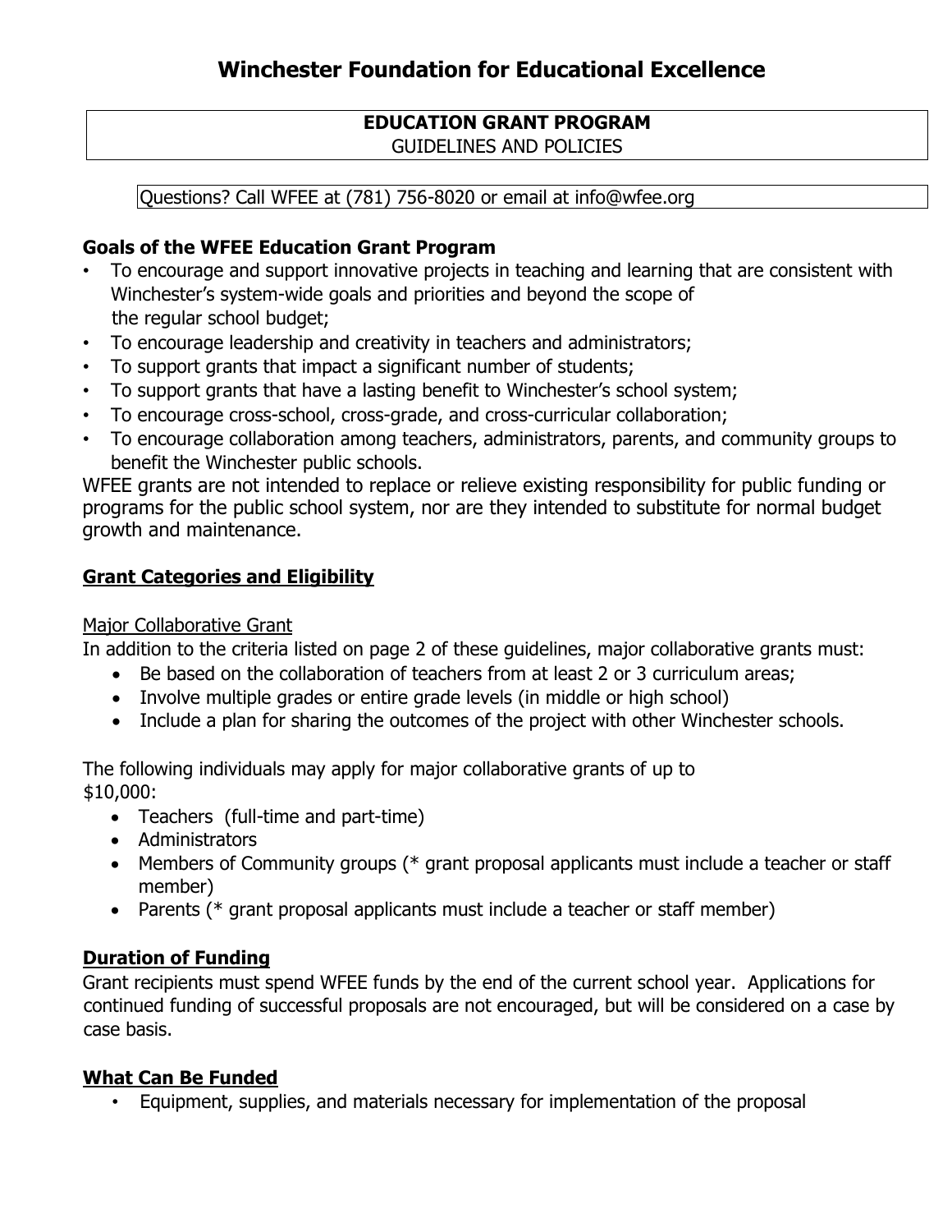# Winchester Foundation for Educational Excellence

## EDUCATION GRANT PROGRAM
GUIDELINES AND POLICIES

Questions? Call WFEE at (781) 756-8020 or email at info@wfee.org

### Goals of the WFEE Education Grant Program

- To encourage and support innovative projects in teaching and learning that are consistent with Winchester's system-wide goals and priorities and beyond the scope of the regular school budget;
- To encourage leadership and creativity in teachers and administrators;
- To support grants that impact a significant number of students;
- To support grants that have a lasting benefit to Winchester's school system;
- To encourage cross-school, cross-grade, and cross-curricular collaboration;
- To encourage collaboration among teachers, administrators, parents, and community groups to benefit the Winchester public schools.

WFEE grants are not intended to replace or relieve existing responsibility for public funding or programs for the public school system, nor are they intended to substitute for normal budget growth and maintenance.

### Grant Categories and Eligibility

Major Collaborative Grant

In addition to the criteria listed on page 2 of these guidelines, major collaborative grants must:

- Be based on the collaboration of teachers from at least 2 or 3 curriculum areas;
- Involve multiple grades or entire grade levels (in middle or high school)
- Include a plan for sharing the outcomes of the project with other Winchester schools.

The following individuals may apply for major collaborative grants of up to $10,000:

- Teachers (full-time and part-time)
- Administrators
- Members of Community groups (* grant proposal applicants must include a teacher or staff member)
- Parents (* grant proposal applicants must include a teacher or staff member)

### Duration of Funding

Grant recipients must spend WFEE funds by the end of the current school year. Applications for continued funding of successful proposals are not encouraged, but will be considered on a case by case basis.

### What Can Be Funded

- Equipment, supplies, and materials necessary for implementation of the proposal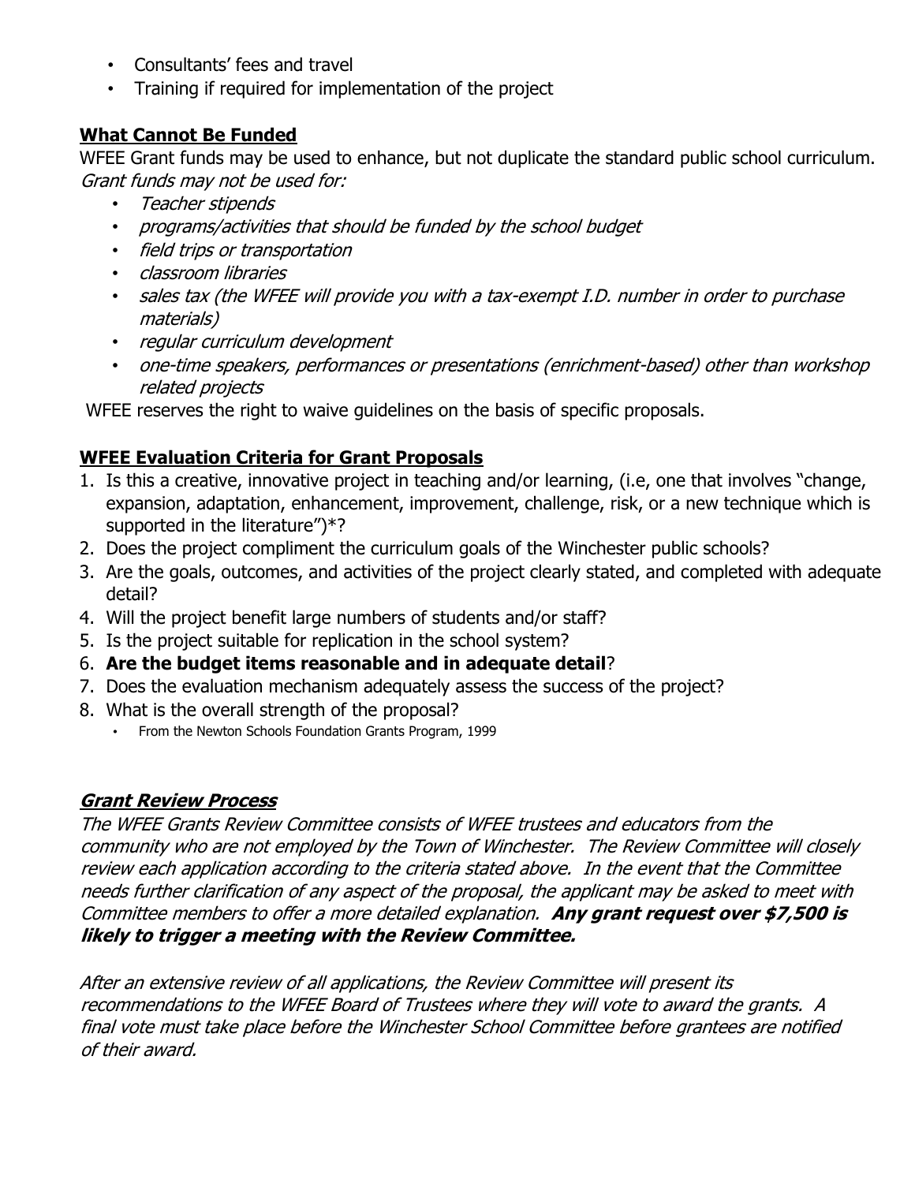- Consultants' fees and travel
- Training if required for implementation of the project

## What Cannot Be Funded

WFEE Grant funds may be used to enhance, but not duplicate the standard public school curriculum. *Grant funds may not be used for:*

- *Teacher stipends*
- *programs/activities that should be funded by the school budget*
- *field trips or transportation*
- *classroom libraries*
- *sales tax (the WFEE will provide you with a tax-exempt I.D. number in order to purchase materials)*
- *regular curriculum development*
- *one-time speakers, performances or presentations (enrichment-based) other than workshop related projects*

WFEE reserves the right to waive guidelines on the basis of specific proposals.

## WFEE Evaluation Criteria for Grant Proposals

1. Is this a creative, innovative project in teaching and/or learning, (i.e, one that involves "change, expansion, adaptation, enhancement, improvement, challenge, risk, or a new technique which is supported in the literature")*?
2. Does the project compliment the curriculum goals of the Winchester public schools?
3. Are the goals, outcomes, and activities of the project clearly stated, and completed with adequate detail?
4. Will the project benefit large numbers of students and/or staff?
5. Is the project suitable for replication in the school system?
6. **Are the budget items reasonable and in adequate detail**?
7. Does the evaluation mechanism adequately assess the success of the project?
8. What is the overall strength of the proposal?
   - From the Newton Schools Foundation Grants Program, 1999

## *Grant Review Process*

*The WFEE Grants Review Committee consists of WFEE trustees and educators from the community who are not employed by the Town of Winchester. The Review Committee will closely review each application according to the criteria stated above. In the event that the Committee needs further clarification of any aspect of the proposal, the applicant may be asked to meet with Committee members to offer a more detailed explanation.* ***Any grant request over $7,500 is likely to trigger a meeting with the Review Committee.***

*After an extensive review of all applications, the Review Committee will present its recommendations to the WFEE Board of Trustees where they will vote to award the grants. A final vote must take place before the Winchester School Committee before grantees are notified of their award.*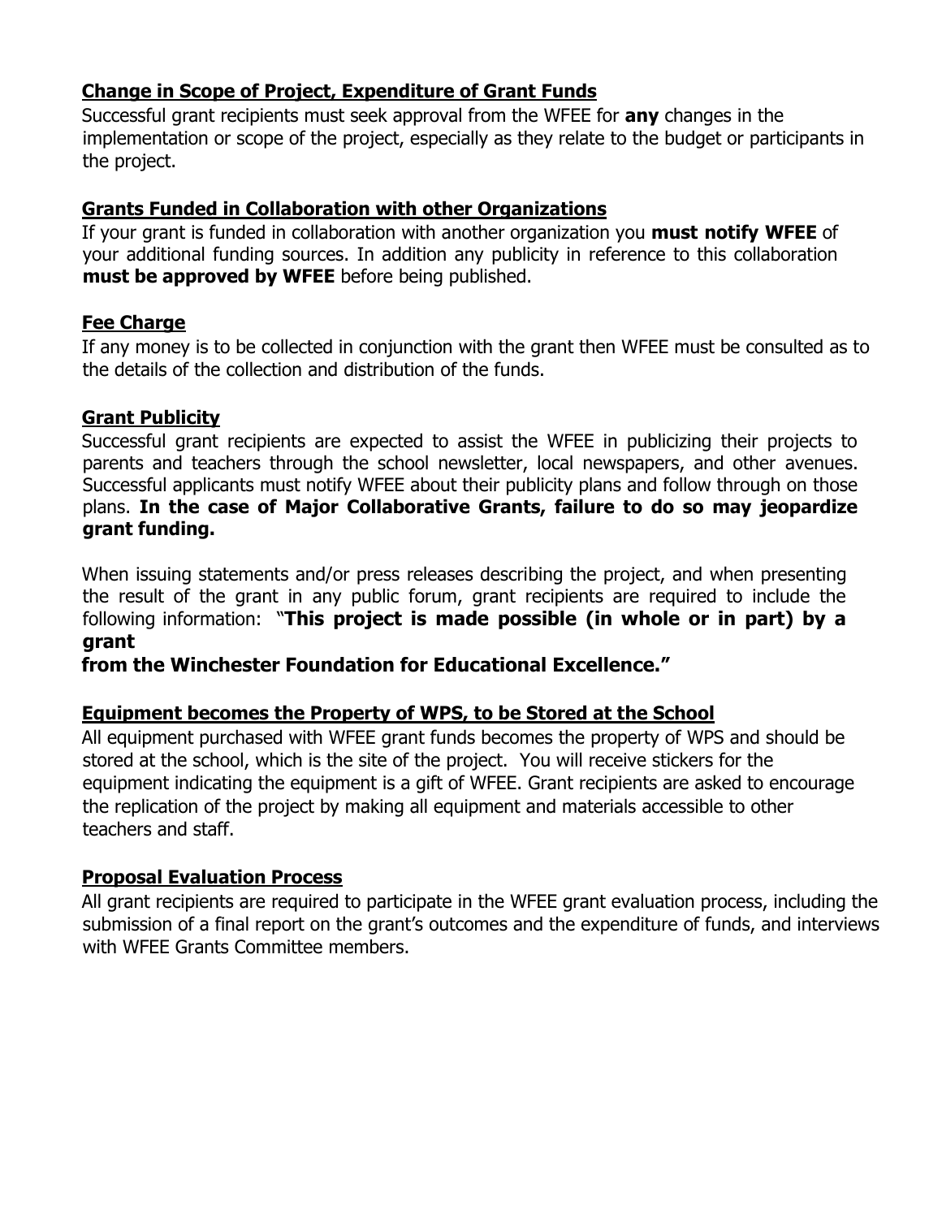## <u>Change in Scope of Project, Expenditure of Grant Funds</u>

Successful grant recipients must seek approval from the WFEE for **any** changes in the implementation or scope of the project, especially as they relate to the budget or participants in the project.

## <u>Grants Funded in Collaboration with other Organizations</u>

If your grant is funded in collaboration with another organization you **must notify WFEE** of your additional funding sources. In addition any publicity in reference to this collaboration **must be approved by WFEE** before being published.

## <u>Fee Charge</u>

If any money is to be collected in conjunction with the grant then WFEE must be consulted as to the details of the collection and distribution of the funds.

## <u>Grant Publicity</u>

Successful grant recipients are expected to assist the WFEE in publicizing their projects to parents and teachers through the school newsletter, local newspapers, and other avenues. Successful applicants must notify WFEE about their publicity plans and follow through on those plans. **In the case of Major Collaborative Grants, failure to do so may jeopardize grant funding.**

When issuing statements and/or press releases describing the project, and when presenting the result of the grant in any public forum, grant recipients are required to include the following information: "**This project is made possible (in whole or in part) by a grant from the Winchester Foundation for Educational Excellence.**"

## <u>Equipment becomes the Property of WPS, to be Stored at the School</u>

All equipment purchased with WFEE grant funds becomes the property of WPS and should be stored at the school, which is the site of the project. You will receive stickers for the equipment indicating the equipment is a gift of WFEE. Grant recipients are asked to encourage the replication of the project by making all equipment and materials accessible to other teachers and staff.

## <u>Proposal Evaluation Process</u>

All grant recipients are required to participate in the WFEE grant evaluation process, including the submission of a final report on the grant's outcomes and the expenditure of funds, and interviews with WFEE Grants Committee members.